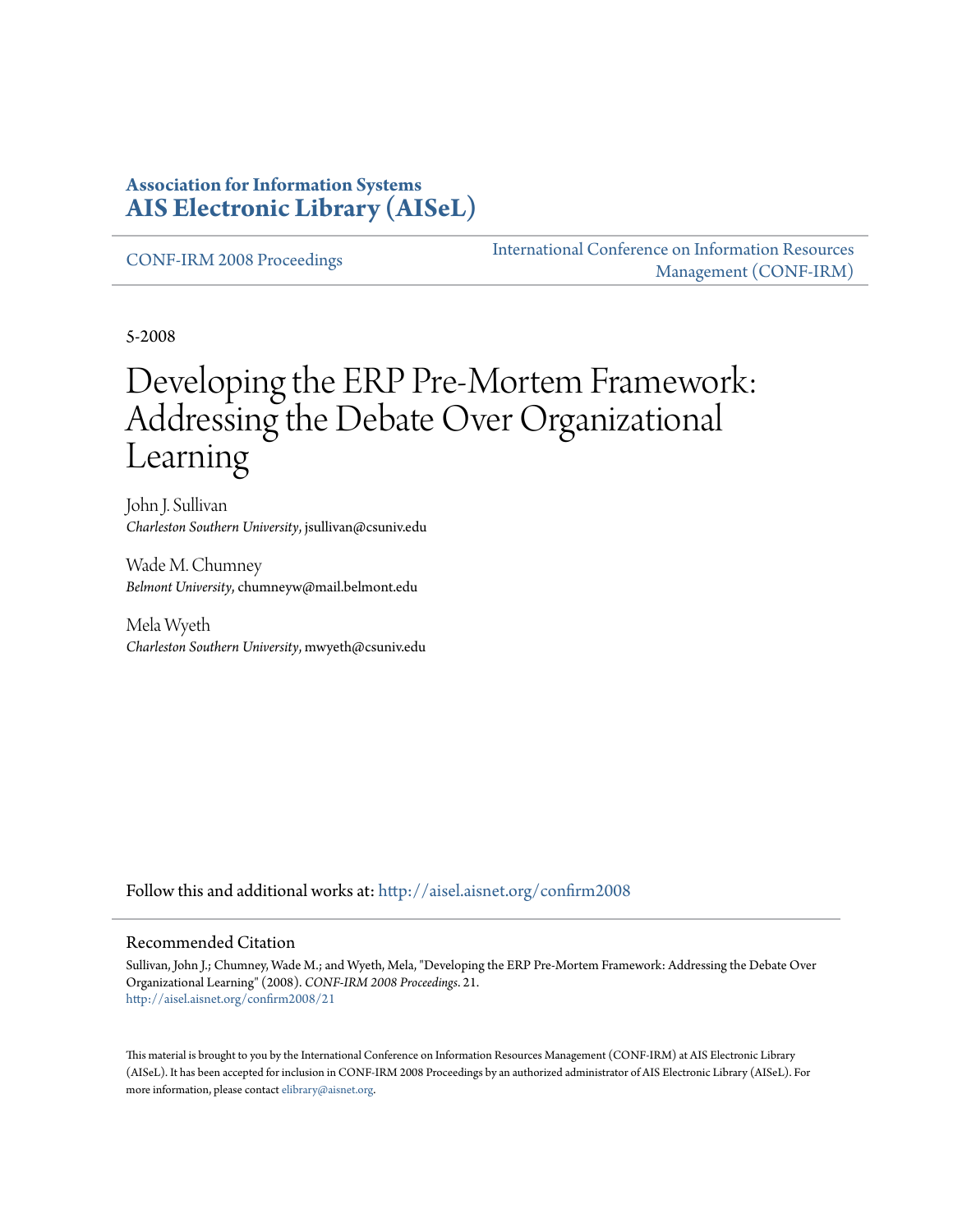**Association for Information Systems**
**AIS Electronic Library (AISeL)**

CONF-IRM 2008 Proceedings

International Conference on Information Resources Management (CONF-IRM)

5-2008

# Developing the ERP Pre-Mortem Framework: Addressing the Debate Over Organizational Learning

John J. Sullivan
*Charleston Southern University*, jsullivan@csuniv.edu

Wade M. Chumney
*Belmont University*, chumneyw@mail.belmont.edu

Mela Wyeth
*Charleston Southern University*, mwyeth@csuniv.edu

Follow this and additional works at: http://aisel.aisnet.org/confirm2008

## Recommended Citation

Sullivan, John J.; Chumney, Wade M.; and Wyeth, Mela, "Developing the ERP Pre-Mortem Framework: Addressing the Debate Over Organizational Learning" (2008). *CONF-IRM 2008 Proceedings*. 21.
http://aisel.aisnet.org/confirm2008/21

This material is brought to you by the International Conference on Information Resources Management (CONF-IRM) at AIS Electronic Library (AISeL). It has been accepted for inclusion in CONF-IRM 2008 Proceedings by an authorized administrator of AIS Electronic Library (AISeL). For more information, please contact elibrary@aisnet.org.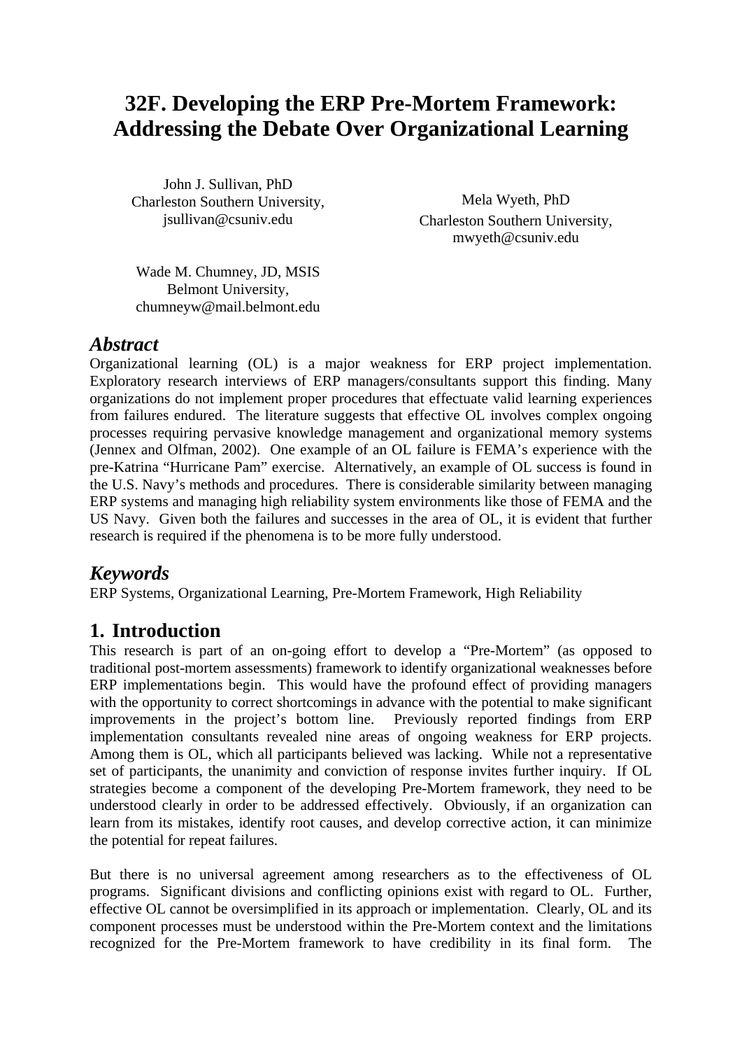# 32F. Developing the ERP Pre-Mortem Framework: Addressing the Debate Over Organizational Learning

John J. Sullivan, PhD
Charleston Southern University,
jsullivan@csuniv.edu

Mela Wyeth, PhD
Charleston Southern University,
mwyeth@csuniv.edu

Wade M. Chumney, JD, MSIS
Belmont University,
chumneyw@mail.belmont.edu

## *Abstract*

Organizational learning (OL) is a major weakness for ERP project implementation. Exploratory research interviews of ERP managers/consultants support this finding. Many organizations do not implement proper procedures that effectuate valid learning experiences from failures endured. The literature suggests that effective OL involves complex ongoing processes requiring pervasive knowledge management and organizational memory systems (Jennex and Olfman, 2002). One example of an OL failure is FEMA's experience with the pre-Katrina "Hurricane Pam" exercise. Alternatively, an example of OL success is found in the U.S. Navy's methods and procedures. There is considerable similarity between managing ERP systems and managing high reliability system environments like those of FEMA and the US Navy. Given both the failures and successes in the area of OL, it is evident that further research is required if the phenomena is to be more fully understood.

## *Keywords*

ERP Systems, Organizational Learning, Pre-Mortem Framework, High Reliability

## 1. Introduction

This research is part of an on-going effort to develop a "Pre-Mortem" (as opposed to traditional post-mortem assessments) framework to identify organizational weaknesses before ERP implementations begin. This would have the profound effect of providing managers with the opportunity to correct shortcomings in advance with the potential to make significant improvements in the project's bottom line. Previously reported findings from ERP implementation consultants revealed nine areas of ongoing weakness for ERP projects. Among them is OL, which all participants believed was lacking. While not a representative set of participants, the unanimity and conviction of response invites further inquiry. If OL strategies become a component of the developing Pre-Mortem framework, they need to be understood clearly in order to be addressed effectively. Obviously, if an organization can learn from its mistakes, identify root causes, and develop corrective action, it can minimize the potential for repeat failures.

But there is no universal agreement among researchers as to the effectiveness of OL programs. Significant divisions and conflicting opinions exist with regard to OL. Further, effective OL cannot be oversimplified in its approach or implementation. Clearly, OL and its component processes must be understood within the Pre-Mortem context and the limitations recognized for the Pre-Mortem framework to have credibility in its final form. The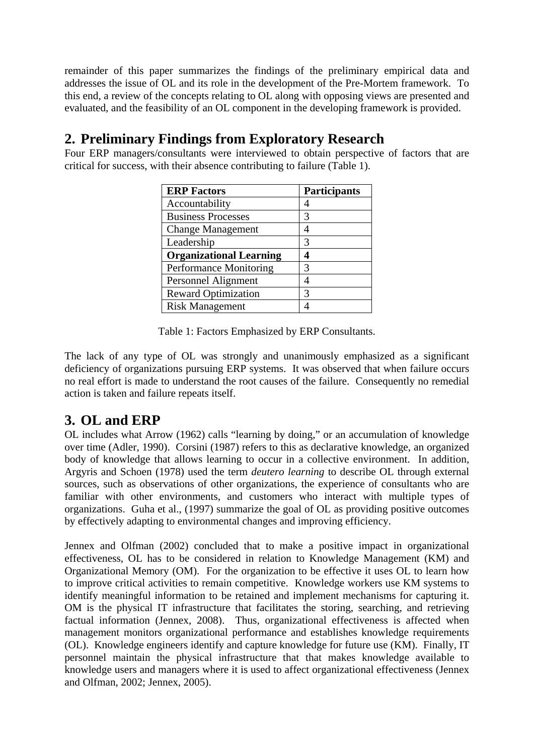remainder of this paper summarizes the findings of the preliminary empirical data and addresses the issue of OL and its role in the development of the Pre-Mortem framework. To this end, a review of the concepts relating to OL along with opposing views are presented and evaluated, and the feasibility of an OL component in the developing framework is provided.

## 2. Preliminary Findings from Exploratory Research

Four ERP managers/consultants were interviewed to obtain perspective of factors that are critical for success, with their absence contributing to failure (Table 1).

| **ERP Factors** | **Participants** |
|---|---|
| Accountability | 4 |
| Business Processes | 3 |
| Change Management | 4 |
| Leadership | 3 |
| **Organizational Learning** | **4** |
| Performance Monitoring | 3 |
| Personnel Alignment | 4 |
| Reward Optimization | 3 |
| Risk Management | 4 |

Table 1: Factors Emphasized by ERP Consultants.

The lack of any type of OL was strongly and unanimously emphasized as a significant deficiency of organizations pursuing ERP systems. It was observed that when failure occurs no real effort is made to understand the root causes of the failure. Consequently no remedial action is taken and failure repeats itself.

## 3. OL and ERP

OL includes what Arrow (1962) calls "learning by doing," or an accumulation of knowledge over time (Adler, 1990). Corsini (1987) refers to this as declarative knowledge, an organized body of knowledge that allows learning to occur in a collective environment. In addition, Argyris and Schoen (1978) used the term *deutero learning* to describe OL through external sources, such as observations of other organizations, the experience of consultants who are familiar with other environments, and customers who interact with multiple types of organizations. Guha et al., (1997) summarize the goal of OL as providing positive outcomes by effectively adapting to environmental changes and improving efficiency.

Jennex and Olfman (2002) concluded that to make a positive impact in organizational effectiveness, OL has to be considered in relation to Knowledge Management (KM) and Organizational Memory (OM). For the organization to be effective it uses OL to learn how to improve critical activities to remain competitive. Knowledge workers use KM systems to identify meaningful information to be retained and implement mechanisms for capturing it. OM is the physical IT infrastructure that facilitates the storing, searching, and retrieving factual information (Jennex, 2008). Thus, organizational effectiveness is affected when management monitors organizational performance and establishes knowledge requirements (OL). Knowledge engineers identify and capture knowledge for future use (KM). Finally, IT personnel maintain the physical infrastructure that that makes knowledge available to knowledge users and managers where it is used to affect organizational effectiveness (Jennex and Olfman, 2002; Jennex, 2005).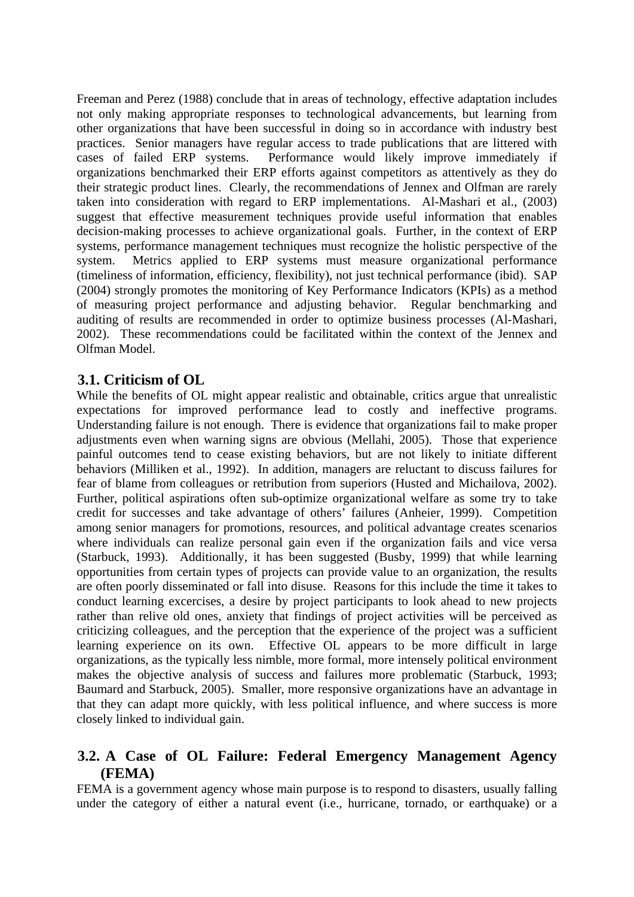Freeman and Perez (1988) conclude that in areas of technology, effective adaptation includes not only making appropriate responses to technological advancements, but learning from other organizations that have been successful in doing so in accordance with industry best practices. Senior managers have regular access to trade publications that are littered with cases of failed ERP systems. Performance would likely improve immediately if organizations benchmarked their ERP efforts against competitors as attentively as they do their strategic product lines. Clearly, the recommendations of Jennex and Olfman are rarely taken into consideration with regard to ERP implementations. Al-Mashari et al., (2003) suggest that effective measurement techniques provide useful information that enables decision-making processes to achieve organizational goals. Further, in the context of ERP systems, performance management techniques must recognize the holistic perspective of the system. Metrics applied to ERP systems must measure organizational performance (timeliness of information, efficiency, flexibility), not just technical performance (ibid). SAP (2004) strongly promotes the monitoring of Key Performance Indicators (KPIs) as a method of measuring project performance and adjusting behavior. Regular benchmarking and auditing of results are recommended in order to optimize business processes (Al-Mashari, 2002). These recommendations could be facilitated within the context of the Jennex and Olfman Model.

## 3.1. Criticism of OL

While the benefits of OL might appear realistic and obtainable, critics argue that unrealistic expectations for improved performance lead to costly and ineffective programs. Understanding failure is not enough. There is evidence that organizations fail to make proper adjustments even when warning signs are obvious (Mellahi, 2005). Those that experience painful outcomes tend to cease existing behaviors, but are not likely to initiate different behaviors (Milliken et al., 1992). In addition, managers are reluctant to discuss failures for fear of blame from colleagues or retribution from superiors (Husted and Michailova, 2002). Further, political aspirations often sub-optimize organizational welfare as some try to take credit for successes and take advantage of others' failures (Anheier, 1999). Competition among senior managers for promotions, resources, and political advantage creates scenarios where individuals can realize personal gain even if the organization fails and vice versa (Starbuck, 1993). Additionally, it has been suggested (Busby, 1999) that while learning opportunities from certain types of projects can provide value to an organization, the results are often poorly disseminated or fall into disuse. Reasons for this include the time it takes to conduct learning excercises, a desire by project participants to look ahead to new projects rather than relive old ones, anxiety that findings of project activities will be perceived as criticizing colleagues, and the perception that the experience of the project was a sufficient learning experience on its own. Effective OL appears to be more difficult in large organizations, as the typically less nimble, more formal, more intensely political environment makes the objective analysis of success and failures more problematic (Starbuck, 1993; Baumard and Starbuck, 2005). Smaller, more responsive organizations have an advantage in that they can adapt more quickly, with less political influence, and where success is more closely linked to individual gain.

## 3.2. A Case of OL Failure: Federal Emergency Management Agency (FEMA)

FEMA is a government agency whose main purpose is to respond to disasters, usually falling under the category of either a natural event (i.e., hurricane, tornado, or earthquake) or a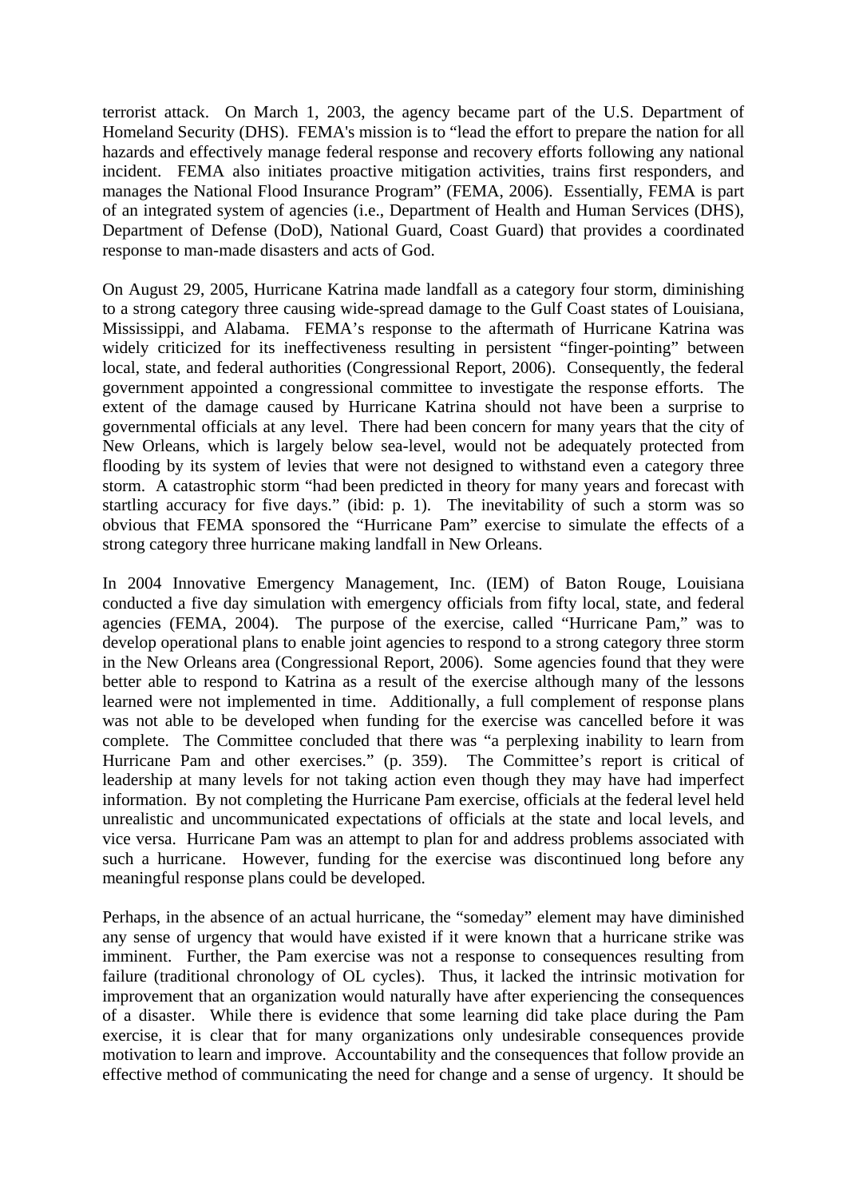terrorist attack. On March 1, 2003, the agency became part of the U.S. Department of Homeland Security (DHS). FEMA's mission is to "lead the effort to prepare the nation for all hazards and effectively manage federal response and recovery efforts following any national incident. FEMA also initiates proactive mitigation activities, trains first responders, and manages the National Flood Insurance Program" (FEMA, 2006). Essentially, FEMA is part of an integrated system of agencies (i.e., Department of Health and Human Services (DHS), Department of Defense (DoD), National Guard, Coast Guard) that provides a coordinated response to man-made disasters and acts of God.

On August 29, 2005, Hurricane Katrina made landfall as a category four storm, diminishing to a strong category three causing wide-spread damage to the Gulf Coast states of Louisiana, Mississippi, and Alabama. FEMA's response to the aftermath of Hurricane Katrina was widely criticized for its ineffectiveness resulting in persistent "finger-pointing" between local, state, and federal authorities (Congressional Report, 2006). Consequently, the federal government appointed a congressional committee to investigate the response efforts. The extent of the damage caused by Hurricane Katrina should not have been a surprise to governmental officials at any level. There had been concern for many years that the city of New Orleans, which is largely below sea-level, would not be adequately protected from flooding by its system of levies that were not designed to withstand even a category three storm. A catastrophic storm "had been predicted in theory for many years and forecast with startling accuracy for five days." (ibid: p. 1). The inevitability of such a storm was so obvious that FEMA sponsored the "Hurricane Pam" exercise to simulate the effects of a strong category three hurricane making landfall in New Orleans.

In 2004 Innovative Emergency Management, Inc. (IEM) of Baton Rouge, Louisiana conducted a five day simulation with emergency officials from fifty local, state, and federal agencies (FEMA, 2004). The purpose of the exercise, called "Hurricane Pam," was to develop operational plans to enable joint agencies to respond to a strong category three storm in the New Orleans area (Congressional Report, 2006). Some agencies found that they were better able to respond to Katrina as a result of the exercise although many of the lessons learned were not implemented in time. Additionally, a full complement of response plans was not able to be developed when funding for the exercise was cancelled before it was complete. The Committee concluded that there was "a perplexing inability to learn from Hurricane Pam and other exercises." (p. 359). The Committee's report is critical of leadership at many levels for not taking action even though they may have had imperfect information. By not completing the Hurricane Pam exercise, officials at the federal level held unrealistic and uncommunicated expectations of officials at the state and local levels, and vice versa. Hurricane Pam was an attempt to plan for and address problems associated with such a hurricane. However, funding for the exercise was discontinued long before any meaningful response plans could be developed.

Perhaps, in the absence of an actual hurricane, the "someday" element may have diminished any sense of urgency that would have existed if it were known that a hurricane strike was imminent. Further, the Pam exercise was not a response to consequences resulting from failure (traditional chronology of OL cycles). Thus, it lacked the intrinsic motivation for improvement that an organization would naturally have after experiencing the consequences of a disaster. While there is evidence that some learning did take place during the Pam exercise, it is clear that for many organizations only undesirable consequences provide motivation to learn and improve. Accountability and the consequences that follow provide an effective method of communicating the need for change and a sense of urgency. It should be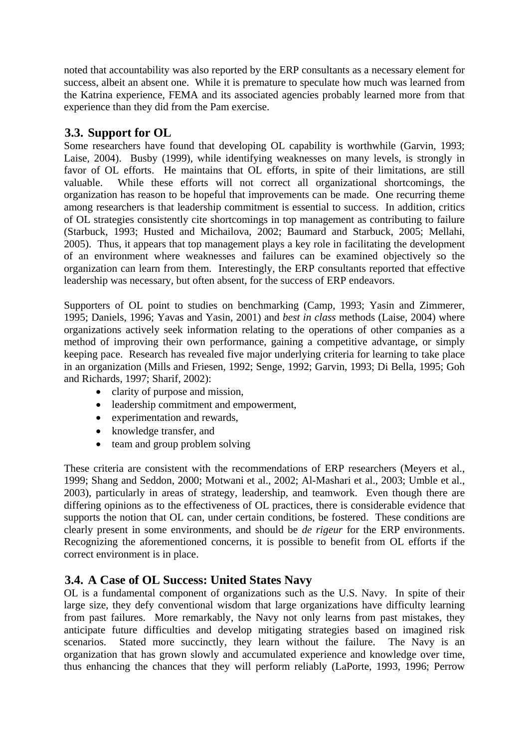noted that accountability was also reported by the ERP consultants as a necessary element for success, albeit an absent one. While it is premature to speculate how much was learned from the Katrina experience, FEMA and its associated agencies probably learned more from that experience than they did from the Pam exercise.

## 3.3. Support for OL

Some researchers have found that developing OL capability is worthwhile (Garvin, 1993; Laise, 2004). Busby (1999), while identifying weaknesses on many levels, is strongly in favor of OL efforts. He maintains that OL efforts, in spite of their limitations, are still valuable. While these efforts will not correct all organizational shortcomings, the organization has reason to be hopeful that improvements can be made. One recurring theme among researchers is that leadership commitment is essential to success. In addition, critics of OL strategies consistently cite shortcomings in top management as contributing to failure (Starbuck, 1993; Husted and Michailova, 2002; Baumard and Starbuck, 2005; Mellahi, 2005). Thus, it appears that top management plays a key role in facilitating the development of an environment where weaknesses and failures can be examined objectively so the organization can learn from them. Interestingly, the ERP consultants reported that effective leadership was necessary, but often absent, for the success of ERP endeavors.

Supporters of OL point to studies on benchmarking (Camp, 1993; Yasin and Zimmerer, 1995; Daniels, 1996; Yavas and Yasin, 2001) and *best in class* methods (Laise, 2004) where organizations actively seek information relating to the operations of other companies as a method of improving their own performance, gaining a competitive advantage, or simply keeping pace. Research has revealed five major underlying criteria for learning to take place in an organization (Mills and Friesen, 1992; Senge, 1992; Garvin, 1993; Di Bella, 1995; Goh and Richards, 1997; Sharif, 2002):

- clarity of purpose and mission,
- leadership commitment and empowerment,
- experimentation and rewards,
- knowledge transfer, and
- team and group problem solving

These criteria are consistent with the recommendations of ERP researchers (Meyers et al., 1999; Shang and Seddon, 2000; Motwani et al., 2002; Al-Mashari et al., 2003; Umble et al., 2003), particularly in areas of strategy, leadership, and teamwork. Even though there are differing opinions as to the effectiveness of OL practices, there is considerable evidence that supports the notion that OL can, under certain conditions, be fostered. These conditions are clearly present in some environments, and should be *de rigeur* for the ERP environments. Recognizing the aforementioned concerns, it is possible to benefit from OL efforts if the correct environment is in place.

## 3.4. A Case of OL Success: United States Navy

OL is a fundamental component of organizations such as the U.S. Navy. In spite of their large size, they defy conventional wisdom that large organizations have difficulty learning from past failures. More remarkably, the Navy not only learns from past mistakes, they anticipate future difficulties and develop mitigating strategies based on imagined risk scenarios. Stated more succinctly, they learn without the failure. The Navy is an organization that has grown slowly and accumulated experience and knowledge over time, thus enhancing the chances that they will perform reliably (LaPorte, 1993, 1996; Perrow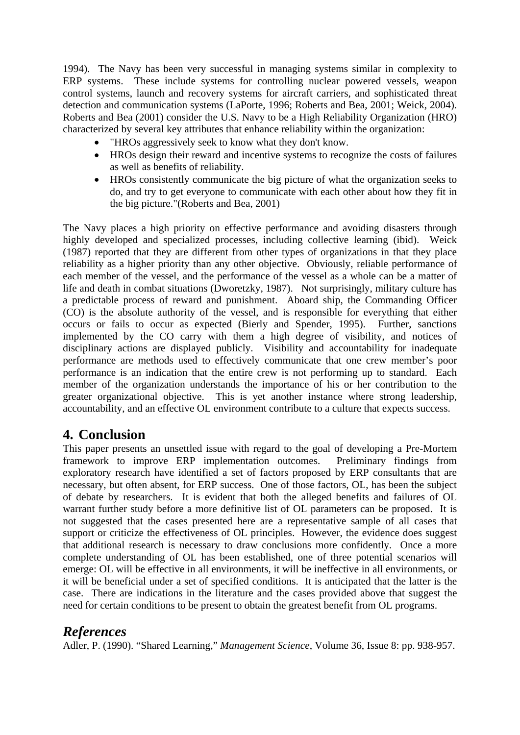1994). The Navy has been very successful in managing systems similar in complexity to ERP systems. These include systems for controlling nuclear powered vessels, weapon control systems, launch and recovery systems for aircraft carriers, and sophisticated threat detection and communication systems (LaPorte, 1996; Roberts and Bea, 2001; Weick, 2004). Roberts and Bea (2001) consider the U.S. Navy to be a High Reliability Organization (HRO) characterized by several key attributes that enhance reliability within the organization:

- "HROs aggressively seek to know what they don't know.
- HROs design their reward and incentive systems to recognize the costs of failures as well as benefits of reliability.
- HROs consistently communicate the big picture of what the organization seeks to do, and try to get everyone to communicate with each other about how they fit in the big picture."(Roberts and Bea, 2001)

The Navy places a high priority on effective performance and avoiding disasters through highly developed and specialized processes, including collective learning (ibid). Weick (1987) reported that they are different from other types of organizations in that they place reliability as a higher priority than any other objective. Obviously, reliable performance of each member of the vessel, and the performance of the vessel as a whole can be a matter of life and death in combat situations (Dworetzky, 1987). Not surprisingly, military culture has a predictable process of reward and punishment. Aboard ship, the Commanding Officer (CO) is the absolute authority of the vessel, and is responsible for everything that either occurs or fails to occur as expected (Bierly and Spender, 1995). Further, sanctions implemented by the CO carry with them a high degree of visibility, and notices of disciplinary actions are displayed publicly. Visibility and accountability for inadequate performance are methods used to effectively communicate that one crew member's poor performance is an indication that the entire crew is not performing up to standard. Each member of the organization understands the importance of his or her contribution to the greater organizational objective. This is yet another instance where strong leadership, accountability, and an effective OL environment contribute to a culture that expects success.

## 4. Conclusion

This paper presents an unsettled issue with regard to the goal of developing a Pre-Mortem framework to improve ERP implementation outcomes. Preliminary findings from exploratory research have identified a set of factors proposed by ERP consultants that are necessary, but often absent, for ERP success. One of those factors, OL, has been the subject of debate by researchers. It is evident that both the alleged benefits and failures of OL warrant further study before a more definitive list of OL parameters can be proposed. It is not suggested that the cases presented here are a representative sample of all cases that support or criticize the effectiveness of OL principles. However, the evidence does suggest that additional research is necessary to draw conclusions more confidently. Once a more complete understanding of OL has been established, one of three potential scenarios will emerge: OL will be effective in all environments, it will be ineffective in all environments, or it will be beneficial under a set of specified conditions. It is anticipated that the latter is the case. There are indications in the literature and the cases provided above that suggest the need for certain conditions to be present to obtain the greatest benefit from OL programs.

## *References*

Adler, P. (1990). "Shared Learning," *Management Science*, Volume 36, Issue 8: pp. 938-957.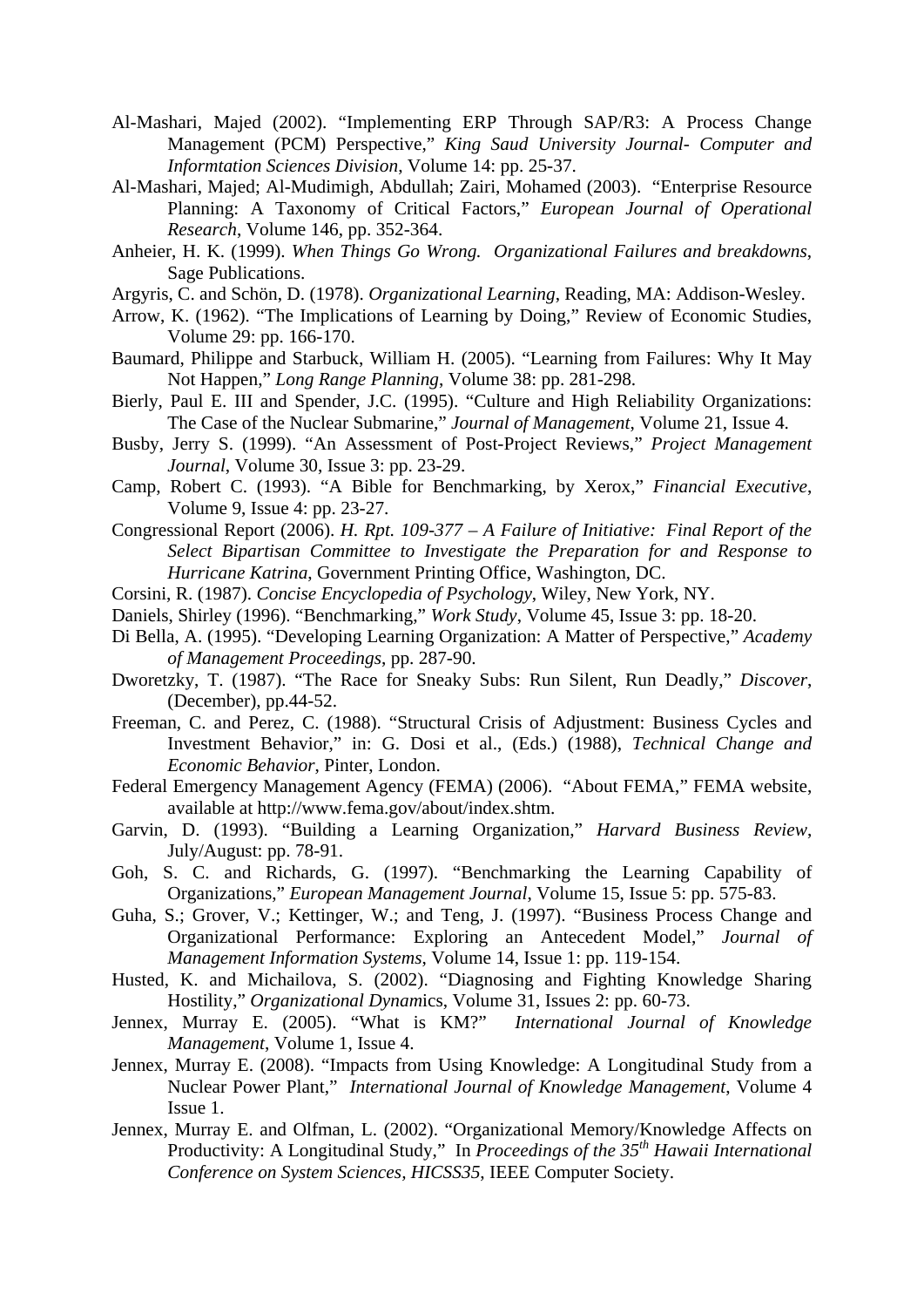Al-Mashari, Majed (2002). "Implementing ERP Through SAP/R3: A Process Change Management (PCM) Perspective," *King Saud University Journal- Computer and Informtation Sciences Division*, Volume 14: pp. 25-37.

Al-Mashari, Majed; Al-Mudimigh, Abdullah; Zairi, Mohamed (2003). "Enterprise Resource Planning: A Taxonomy of Critical Factors," *European Journal of Operational Research*, Volume 146, pp. 352-364.

Anheier, H. K. (1999). *When Things Go Wrong. Organizational Failures and breakdowns*, Sage Publications.

Argyris, C. and Schön, D. (1978). *Organizational Learning*, Reading, MA: Addison-Wesley.

Arrow, K. (1962). "The Implications of Learning by Doing," Review of Economic Studies, Volume 29: pp. 166-170.

Baumard, Philippe and Starbuck, William H. (2005). "Learning from Failures: Why It May Not Happen," *Long Range Planning*, Volume 38: pp. 281-298.

Bierly, Paul E. III and Spender, J.C. (1995). "Culture and High Reliability Organizations: The Case of the Nuclear Submarine," *Journal of Management*, Volume 21, Issue 4.

Busby, Jerry S. (1999). "An Assessment of Post-Project Reviews," *Project Management Journal*, Volume 30, Issue 3: pp. 23-29.

Camp, Robert C. (1993). "A Bible for Benchmarking, by Xerox," *Financial Executive*, Volume 9, Issue 4: pp. 23-27.

Congressional Report (2006). *H. Rpt. 109-377 – A Failure of Initiative: Final Report of the Select Bipartisan Committee to Investigate the Preparation for and Response to Hurricane Katrina*, Government Printing Office, Washington, DC.

Corsini, R. (1987). *Concise Encyclopedia of Psychology*, Wiley, New York, NY.

Daniels, Shirley (1996). "Benchmarking," *Work Study*, Volume 45, Issue 3: pp. 18-20.

Di Bella, A. (1995). "Developing Learning Organization: A Matter of Perspective," *Academy of Management Proceedings*, pp. 287-90.

Dworetzky, T. (1987). "The Race for Sneaky Subs: Run Silent, Run Deadly," *Discover*, (December), pp.44-52.

Freeman, C. and Perez, C. (1988). "Structural Crisis of Adjustment: Business Cycles and Investment Behavior," in: G. Dosi et al., (Eds.) (1988), *Technical Change and Economic Behavior*, Pinter, London.

Federal Emergency Management Agency (FEMA) (2006). "About FEMA," FEMA website, available at http://www.fema.gov/about/index.shtm.

Garvin, D. (1993). "Building a Learning Organization," *Harvard Business Review*, July/August: pp. 78-91.

Goh, S. C. and Richards, G. (1997). "Benchmarking the Learning Capability of Organizations," *European Management Journal*, Volume 15, Issue 5: pp. 575-83.

Guha, S.; Grover, V.; Kettinger, W.; and Teng, J. (1997). "Business Process Change and Organizational Performance: Exploring an Antecedent Model," *Journal of Management Information Systems*, Volume 14, Issue 1: pp. 119-154.

Husted, K. and Michailova, S. (2002). "Diagnosing and Fighting Knowledge Sharing Hostility," *Organizational Dynamics*, Volume 31, Issues 2: pp. 60-73.

Jennex, Murray E. (2005). "What is KM?" *International Journal of Knowledge Management*, Volume 1, Issue 4.

Jennex, Murray E. (2008). "Impacts from Using Knowledge: A Longitudinal Study from a Nuclear Power Plant," *International Journal of Knowledge Management*, Volume 4 Issue 1.

Jennex, Murray E. and Olfman, L. (2002). "Organizational Memory/Knowledge Affects on Productivity: A Longitudinal Study," In *Proceedings of the 35th Hawaii International Conference on System Sciences, HICSS35*, IEEE Computer Society.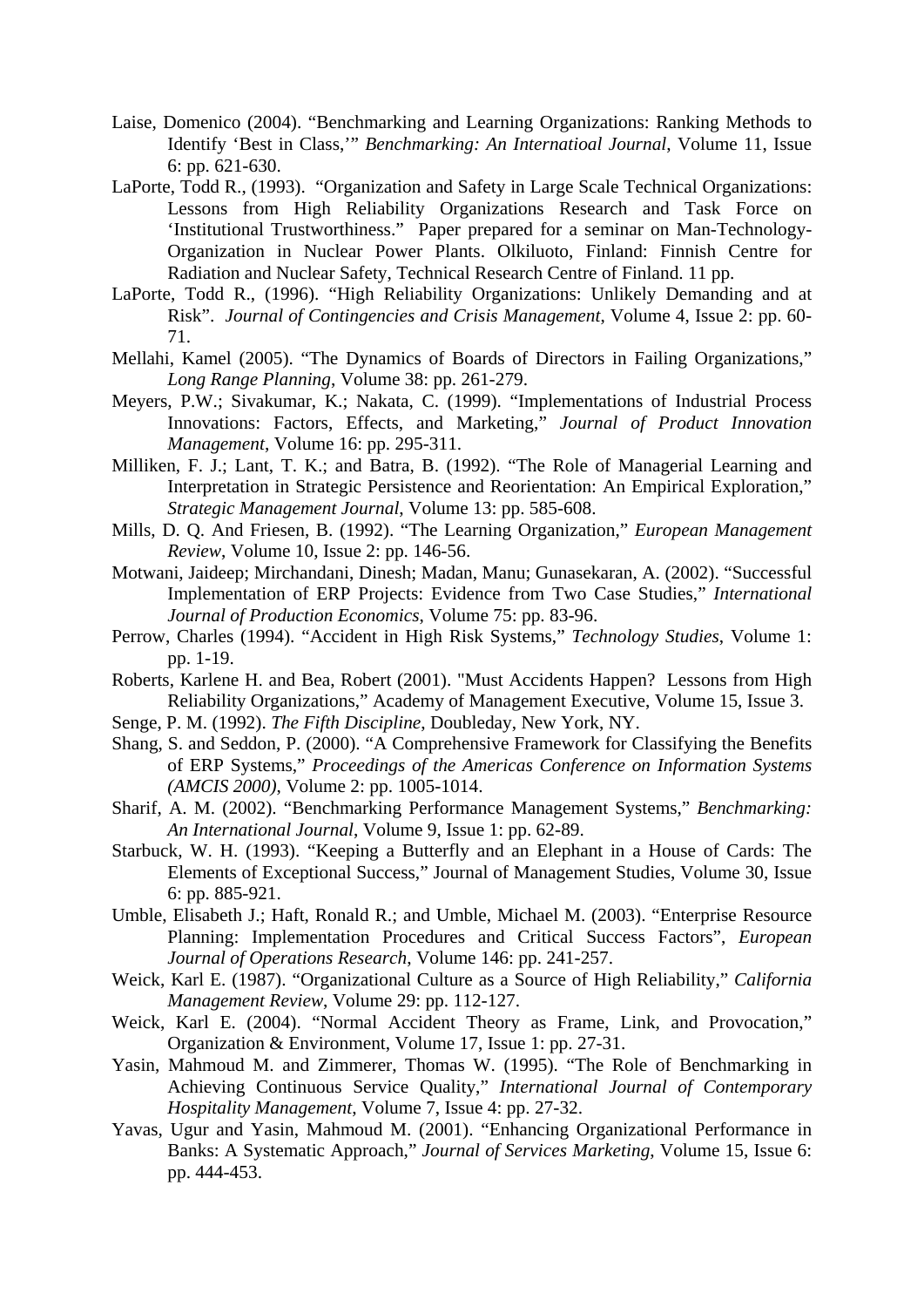Laise, Domenico (2004). “Benchmarking and Learning Organizations: Ranking Methods to Identify ‘Best in Class,’” *Benchmarking: An Internatioal Journal*, Volume 11, Issue 6: pp. 621-630.

LaPorte, Todd R., (1993). “Organization and Safety in Large Scale Technical Organizations: Lessons from High Reliability Organizations Research and Task Force on ‘Institutional Trustworthiness.” Paper prepared for a seminar on Man-Technology-Organization in Nuclear Power Plants. Olkiluoto, Finland: Finnish Centre for Radiation and Nuclear Safety, Technical Research Centre of Finland. 11 pp.

LaPorte, Todd R., (1996). “High Reliability Organizations: Unlikely Demanding and at Risk”. *Journal of Contingencies and Crisis Management*, Volume 4, Issue 2: pp. 60-71.

Mellahi, Kamel (2005). “The Dynamics of Boards of Directors in Failing Organizations,” *Long Range Planning*, Volume 38: pp. 261-279.

Meyers, P.W.; Sivakumar, K.; Nakata, C. (1999). “Implementations of Industrial Process Innovations: Factors, Effects, and Marketing,” *Journal of Product Innovation Management*, Volume 16: pp. 295-311.

Milliken, F. J.; Lant, T. K.; and Batra, B. (1992). “The Role of Managerial Learning and Interpretation in Strategic Persistence and Reorientation: An Empirical Exploration,” *Strategic Management Journal*, Volume 13: pp. 585-608.

Mills, D. Q. And Friesen, B. (1992). “The Learning Organization,” *European Management Review*, Volume 10, Issue 2: pp. 146-56.

Motwani, Jaideep; Mirchandani, Dinesh; Madan, Manu; Gunasekaran, A. (2002). “Successful Implementation of ERP Projects: Evidence from Two Case Studies,” *International Journal of Production Economics*, Volume 75: pp. 83-96.

Perrow, Charles (1994). “Accident in High Risk Systems,” *Technology Studies*, Volume 1: pp. 1-19.

Roberts, Karlene H. and Bea, Robert (2001). "Must Accidents Happen? Lessons from High Reliability Organizations,” Academy of Management Executive, Volume 15, Issue 3.

Senge, P. M. (1992). *The Fifth Discipline*, Doubleday, New York, NY.

Shang, S. and Seddon, P. (2000). “A Comprehensive Framework for Classifying the Benefits of ERP Systems,” *Proceedings of the Americas Conference on Information Systems (AMCIS 2000)*, Volume 2: pp. 1005-1014.

Sharif, A. M. (2002). “Benchmarking Performance Management Systems,” *Benchmarking: An International Journal*, Volume 9, Issue 1: pp. 62-89.

Starbuck, W. H. (1993). “Keeping a Butterfly and an Elephant in a House of Cards: The Elements of Exceptional Success,” Journal of Management Studies, Volume 30, Issue 6: pp. 885-921.

Umble, Elisabeth J.; Haft, Ronald R.; and Umble, Michael M. (2003). “Enterprise Resource Planning: Implementation Procedures and Critical Success Factors”, *European Journal of Operations Research*, Volume 146: pp. 241-257.

Weick, Karl E. (1987). “Organizational Culture as a Source of High Reliability,” *California Management Review*, Volume 29: pp. 112-127.

Weick, Karl E. (2004). “Normal Accident Theory as Frame, Link, and Provocation,” Organization & Environment, Volume 17, Issue 1: pp. 27-31.

Yasin, Mahmoud M. and Zimmerer, Thomas W. (1995). “The Role of Benchmarking in Achieving Continuous Service Quality,” *International Journal of Contemporary Hospitality Management*, Volume 7, Issue 4: pp. 27-32.

Yavas, Ugur and Yasin, Mahmoud M. (2001). “Enhancing Organizational Performance in Banks: A Systematic Approach,” *Journal of Services Marketing*, Volume 15, Issue 6: pp. 444-453.